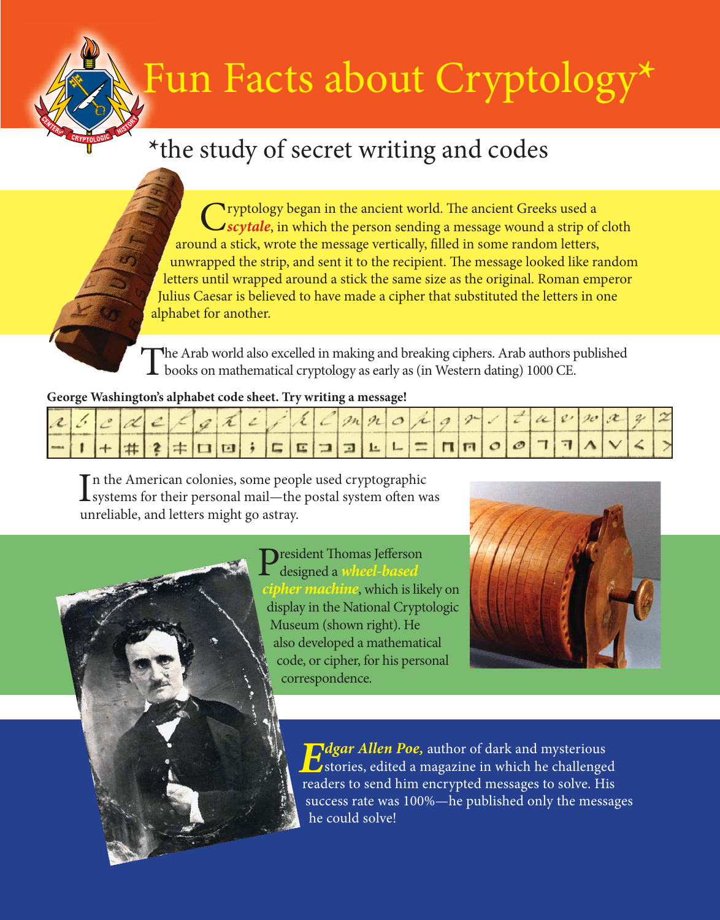# Fun Facts about Cryptology*

*the study of secret writing and codes

Cryptology began in the ancient world. The ancient Greeks used a ***scytale***, in which the person sending a message wound a strip of cloth around a stick, wrote the message vertically, filled in some random letters, unwrapped the strip, and sent it to the recipient. The message looked like random letters until wrapped around a stick the same size as the original. Roman emperor Julius Caesar is believed to have made a cipher that substituted the letters in one alphabet for another.

The Arab world also excelled in making and breaking ciphers. Arab authors published books on mathematical cryptology as early as (in Western dating) 1000 CE.

**George Washington's alphabet code sheet. Try writing a message!**

In the American colonies, some people used cryptographic systems for their personal mail—the postal system often was unreliable, and letters might go astray.

President Thomas Jefferson designed a ***wheel-based cipher machine***, which is likely on display in the National Cryptologic Museum (shown right). He also developed a mathematical code, or cipher, for his personal correspondence.

***Edgar Allen Poe,*** author of dark and mysterious stories, edited a magazine in which he challenged readers to send him encrypted messages to solve. His success rate was 100%—he published only the messages he could solve!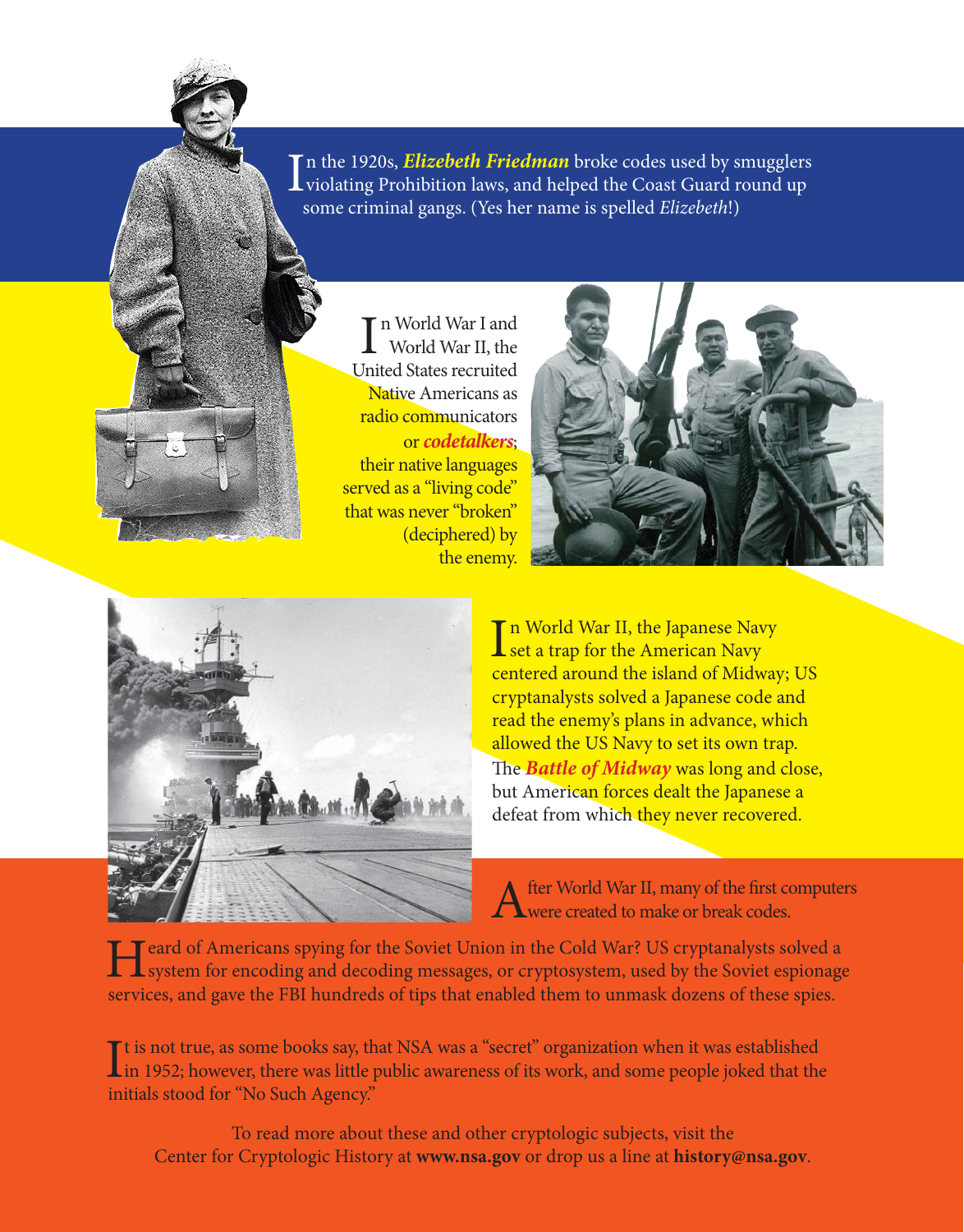In the 1920s, ***Elizebeth Friedman*** broke codes used by smugglers violating Prohibition laws, and helped the Coast Guard round up some criminal gangs. (Yes her name is spelled *Elizebeth*!)

In World War I and World War II, the United States recruited Native Americans as radio communicators or ***codetalkers***; their native languages served as a "living code" that was never "broken" (deciphered) by the enemy.

In World War II, the Japanese Navy set a trap for the American Navy centered around the island of Midway; US cryptanalysts solved a Japanese code and read the enemy's plans in advance, which allowed the US Navy to set its own trap. The ***Battle of Midway*** was long and close, but American forces dealt the Japanese a defeat from which they never recovered.

After World War II, many of the first computers were created to make or break codes.

Heard of Americans spying for the Soviet Union in the Cold War? US cryptanalysts solved a system for encoding and decoding messages, or cryptosystem, used by the Soviet espionage services, and gave the FBI hundreds of tips that enabled them to unmask dozens of these spies.

It is not true, as some books say, that NSA was a "secret" organization when it was established in 1952; however, there was little public awareness of its work, and some people joked that the initials stood for "No Such Agency."

To read more about these and other cryptologic subjects, visit the Center for Cryptologic History at **www.nsa.gov** or drop us a line at **history@nsa.gov**.